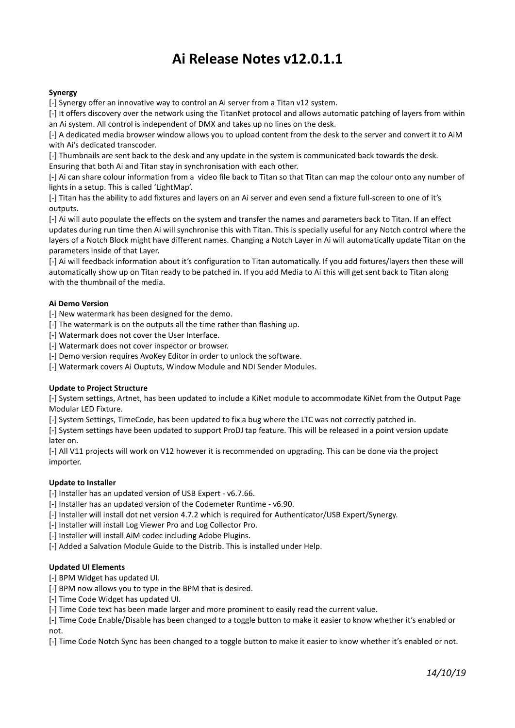# Ai Release Notes v12.0.1.1

**Synergy**

[-] Synergy offer an innovative way to control an Ai server from a Titan v12 system.

[-] It offers discovery over the network using the TitanNet protocol and allows automatic patching of layers from within an Ai system. All control is independent of DMX and takes up no lines on the desk.

[-] A dedicated media browser window allows you to upload content from the desk to the server and convert it to AiM with Ai's dedicated transcoder.

[-] Thumbnails are sent back to the desk and any update in the system is communicated back towards the desk. Ensuring that both Ai and Titan stay in synchronisation with each other.

[-] Ai can share colour information from a video file back to Titan so that Titan can map the colour onto any number of lights in a setup. This is called 'LightMap'.

[-] Titan has the ability to add fixtures and layers on an Ai server and even send a fixture full-screen to one of it's outputs.

[-] Ai will auto populate the effects on the system and transfer the names and parameters back to Titan. If an effect updates during run time then Ai will synchronise this with Titan. This is specially useful for any Notch control where the layers of a Notch Block might have different names. Changing a Notch Layer in Ai will automatically update Titan on the parameters inside of that Layer.

[-] Ai will feedback information about it's configuration to Titan automatically. If you add fixtures/layers then these will automatically show up on Titan ready to be patched in. If you add Media to Ai this will get sent back to Titan along with the thumbnail of the media.

**Ai Demo Version**

[-] New watermark has been designed for the demo.

[-] The watermark is on the outputs all the time rather than flashing up.

[-] Watermark does not cover the User Interface.

[-] Watermark does not cover inspector or browser.

[-] Demo version requires AvoKey Editor in order to unlock the software.

[-] Watermark covers Ai Ouptuts, Window Module and NDI Sender Modules.

**Update to Project Structure**

[-] System settings, Artnet, has been updated to include a KiNet module to accommodate KiNet from the Output Page Modular LED Fixture.

[-] System Settings, TimeCode, has been updated to fix a bug where the LTC was not correctly patched in.

[-] System settings have been updated to support ProDJ tap feature. This will be released in a point version update later on.

[-] All V11 projects will work on V12 however it is recommended on upgrading. This can be done via the project importer.

**Update to Installer**

[-] Installer has an updated version of USB Expert - v6.7.66.

[-] Installer has an updated version of the Codemeter Runtime - v6.90.

[-] Installer will install dot net version 4.7.2 which is required for Authenticator/USB Expert/Synergy.

[-] Installer will install Log Viewer Pro and Log Collector Pro.

[-] Installer will install AiM codec including Adobe Plugins.

[-] Added a Salvation Module Guide to the Distrib. This is installed under Help.

**Updated UI Elements**

[-] BPM Widget has updated UI.

[-] BPM now allows you to type in the BPM that is desired.

[-] Time Code Widget has updated UI.

[-] Time Code text has been made larger and more prominent to easily read the current value.

[-] Time Code Enable/Disable has been changed to a toggle button to make it easier to know whether it's enabled or not.

[-] Time Code Notch Sync has been changed to a toggle button to make it easier to know whether it's enabled or not.

*14/10/19*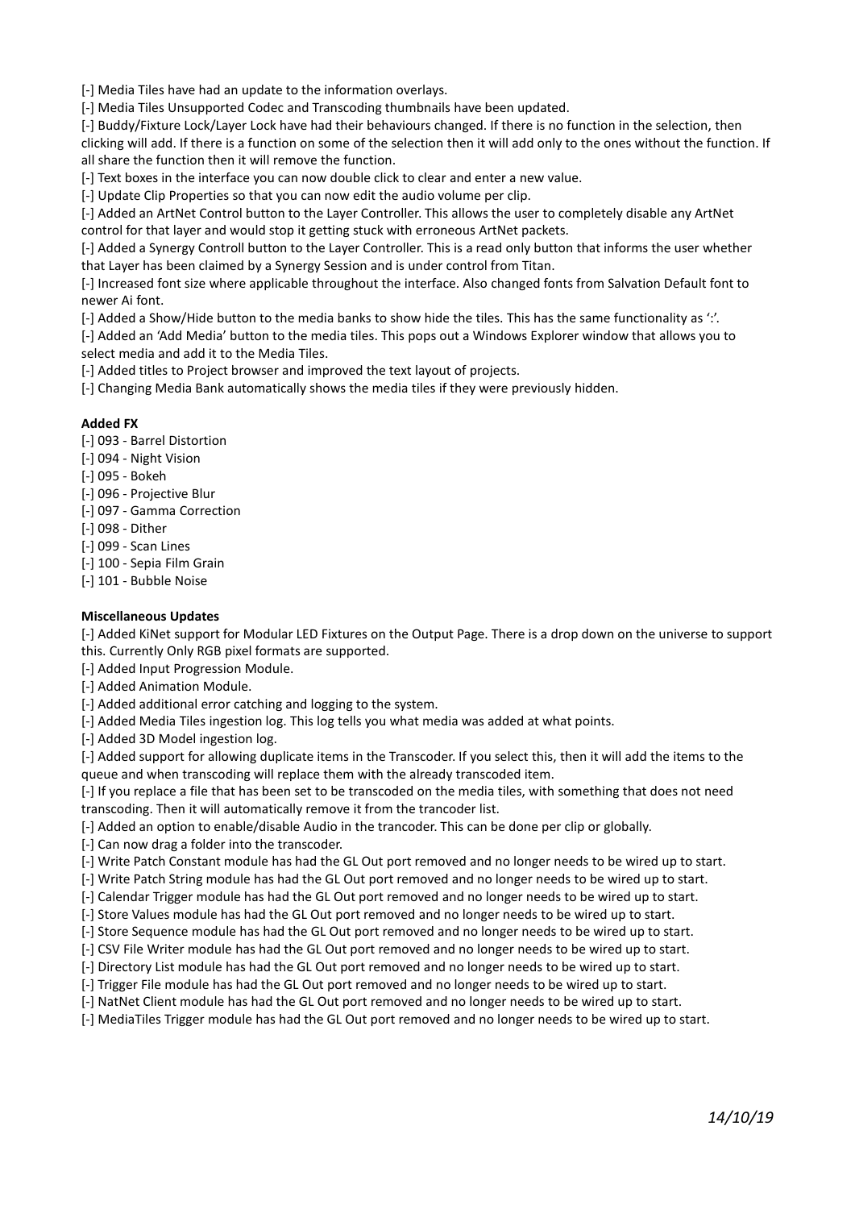[-] Media Tiles have had an update to the information overlays.

[-] Media Tiles Unsupported Codec and Transcoding thumbnails have been updated.

[-] Buddy/Fixture Lock/Layer Lock have had their behaviours changed. If there is no function in the selection, then clicking will add. If there is a function on some of the selection then it will add only to the ones without the function. If all share the function then it will remove the function.

[-] Text boxes in the interface you can now double click to clear and enter a new value.

[-] Update Clip Properties so that you can now edit the audio volume per clip.

[-] Added an ArtNet Control button to the Layer Controller. This allows the user to completely disable any ArtNet control for that layer and would stop it getting stuck with erroneous ArtNet packets.

[-] Added a Synergy Controll button to the Layer Controller. This is a read only button that informs the user whether that Layer has been claimed by a Synergy Session and is under control from Titan.

[-] Increased font size where applicable throughout the interface. Also changed fonts from Salvation Default font to newer Ai font.

[-] Added a Show/Hide button to the media banks to show hide the tiles. This has the same functionality as ':'.

[-] Added an 'Add Media' button to the media tiles. This pops out a Windows Explorer window that allows you to select media and add it to the Media Tiles.

[-] Added titles to Project browser and improved the text layout of projects.

[-] Changing Media Bank automatically shows the media tiles if they were previously hidden.

**Added FX**

[-] 093 - Barrel Distortion

[-] 094 - Night Vision

[-] 095 - Bokeh

[-] 096 - Projective Blur

[-] 097 - Gamma Correction

[-] 098 - Dither

[-] 099 - Scan Lines

[-] 100 - Sepia Film Grain

[-] 101 - Bubble Noise

**Miscellaneous Updates**

[-] Added KiNet support for Modular LED Fixtures on the Output Page. There is a drop down on the universe to support this. Currently Only RGB pixel formats are supported.

[-] Added Input Progression Module.

[-] Added Animation Module.

[-] Added additional error catching and logging to the system.

[-] Added Media Tiles ingestion log. This log tells you what media was added at what points.

[-] Added 3D Model ingestion log.

[-] Added support for allowing duplicate items in the Transcoder. If you select this, then it will add the items to the queue and when transcoding will replace them with the already transcoded item.

[-] If you replace a file that has been set to be transcoded on the media tiles, with something that does not need transcoding. Then it will automatically remove it from the trancoder list.

[-] Added an option to enable/disable Audio in the trancoder. This can be done per clip or globally.

[-] Can now drag a folder into the transcoder.

[-] Write Patch Constant module has had the GL Out port removed and no longer needs to be wired up to start.

[-] Write Patch String module has had the GL Out port removed and no longer needs to be wired up to start.

[-] Calendar Trigger module has had the GL Out port removed and no longer needs to be wired up to start.

[-] Store Values module has had the GL Out port removed and no longer needs to be wired up to start.

[-] Store Sequence module has had the GL Out port removed and no longer needs to be wired up to start.

[-] CSV File Writer module has had the GL Out port removed and no longer needs to be wired up to start.

[-] Directory List module has had the GL Out port removed and no longer needs to be wired up to start.

[-] Trigger File module has had the GL Out port removed and no longer needs to be wired up to start.

[-] NatNet Client module has had the GL Out port removed and no longer needs to be wired up to start.

[-] MediaTiles Trigger module has had the GL Out port removed and no longer needs to be wired up to start.

*14/10/19*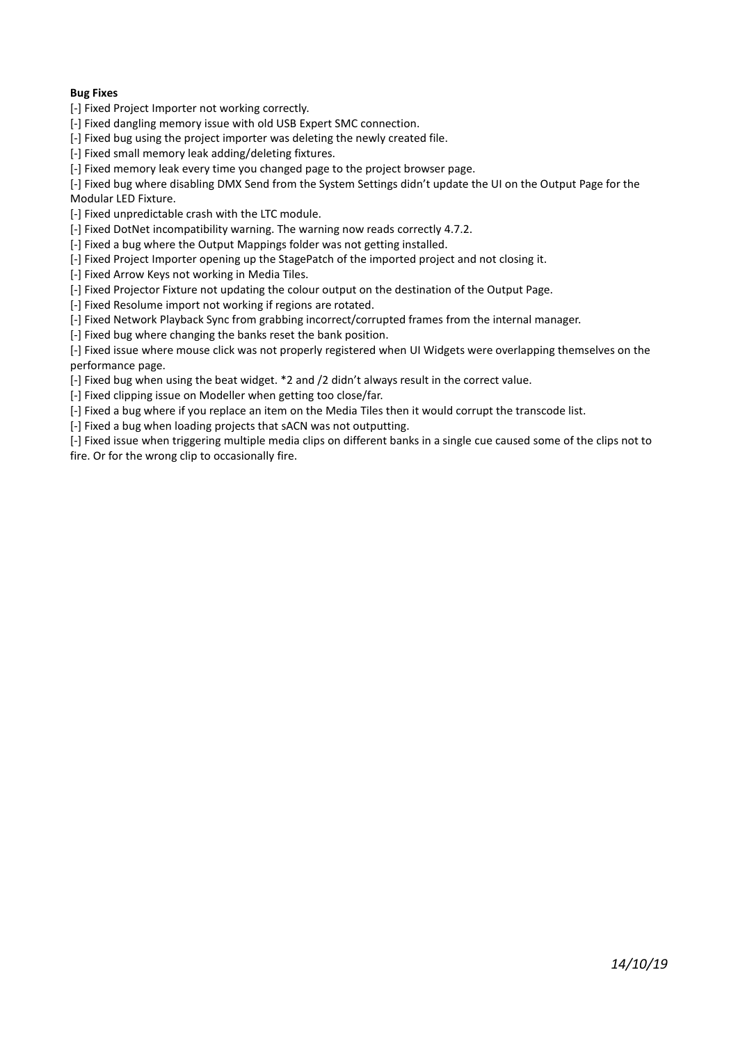**Bug Fixes**

[-] Fixed Project Importer not working correctly.

[-] Fixed dangling memory issue with old USB Expert SMC connection.

[-] Fixed bug using the project importer was deleting the newly created file.

[-] Fixed small memory leak adding/deleting fixtures.

[-] Fixed memory leak every time you changed page to the project browser page.

[-] Fixed bug where disabling DMX Send from the System Settings didn't update the UI on the Output Page for the Modular LED Fixture.

[-] Fixed unpredictable crash with the LTC module.

[-] Fixed DotNet incompatibility warning. The warning now reads correctly 4.7.2.

[-] Fixed a bug where the Output Mappings folder was not getting installed.

[-] Fixed Project Importer opening up the StagePatch of the imported project and not closing it.

[-] Fixed Arrow Keys not working in Media Tiles.

[-] Fixed Projector Fixture not updating the colour output on the destination of the Output Page.

[-] Fixed Resolume import not working if regions are rotated.

[-] Fixed Network Playback Sync from grabbing incorrect/corrupted frames from the internal manager.

[-] Fixed bug where changing the banks reset the bank position.

[-] Fixed issue where mouse click was not properly registered when UI Widgets were overlapping themselves on the performance page.

[-] Fixed bug when using the beat widget. *2 and /2 didn't always result in the correct value.

[-] Fixed clipping issue on Modeller when getting too close/far.

[-] Fixed a bug where if you replace an item on the Media Tiles then it would corrupt the transcode list.

[-] Fixed a bug when loading projects that sACN was not outputting.

[-] Fixed issue when triggering multiple media clips on different banks in a single cue caused some of the clips not to fire. Or for the wrong clip to occasionally fire.

*14/10/19*